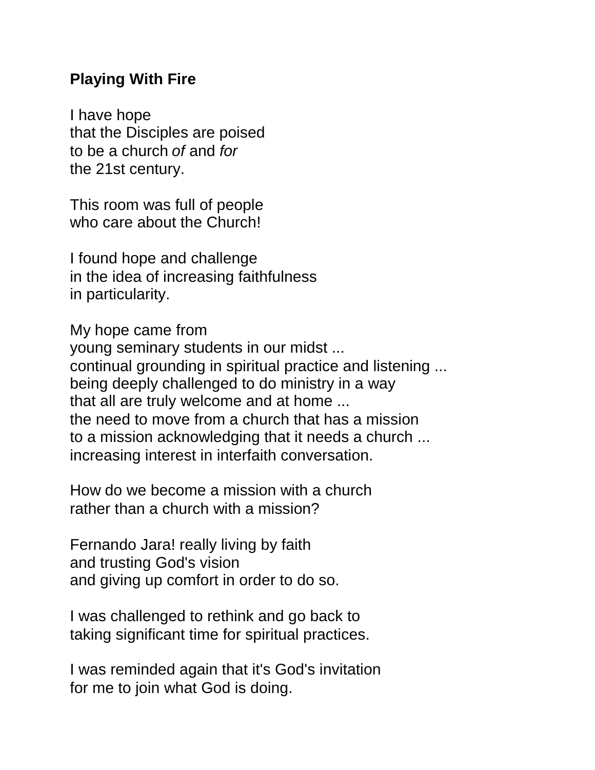**Playing With Fire**

I have hope  
that the Disciples are poised  
to be a church *of* and *for*  
the 21st century.

This room was full of people  
who care about the Church!

I found hope and challenge  
in the idea of increasing faithfulness  
in particularity.

My hope came from  
young seminary students in our midst ...  
continual grounding in spiritual practice and listening ...  
being deeply challenged to do ministry in a way  
that all are truly welcome and at home ...  
the need to move from a church that has a mission  
to a mission acknowledging that it needs a church ...  
increasing interest in interfaith conversation.

How do we become a mission with a church  
rather than a church with a mission?

Fernando Jara! really living by faith  
and trusting God's vision  
and giving up comfort in order to do so.

I was challenged to rethink and go back to  
taking significant time for spiritual practices.

I was reminded again that it's God's invitation  
for me to join what God is doing.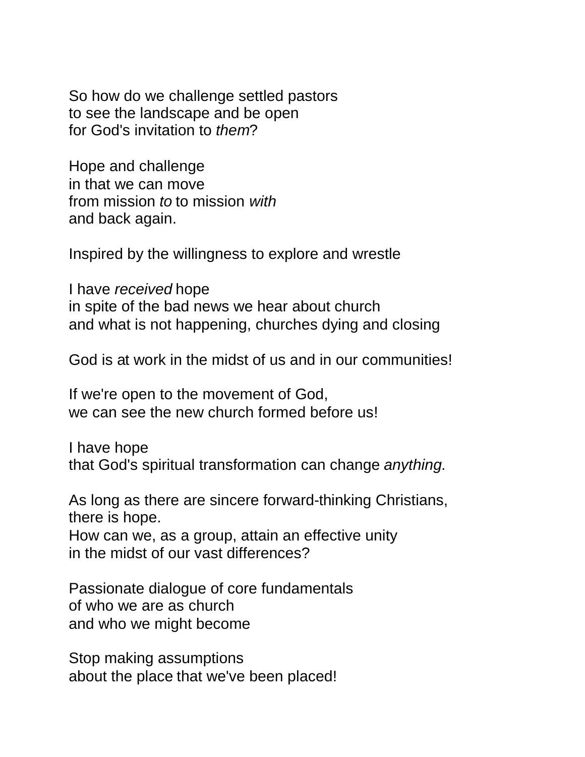So how do we challenge settled pastors  
to see the landscape and be open  
for God's invitation to *them*?

Hope and challenge  
in that we can move  
from mission *to* to mission *with*  
and back again.

Inspired by the willingness to explore and wrestle

I have *received* hope  
in spite of the bad news we hear about church  
and what is not happening, churches dying and closing

God is at work in the midst of us and in our communities!

If we're open to the movement of God,  
we can see the new church formed before us!

I have hope  
that God's spiritual transformation can change *anything*.

As long as there are sincere forward-thinking Christians,  
there is hope.  
How can we, as a group, attain an effective unity  
in the midst of our vast differences?

Passionate dialogue of core fundamentals  
of who we are as church  
and who we might become

Stop making assumptions  
about the place that we've been placed!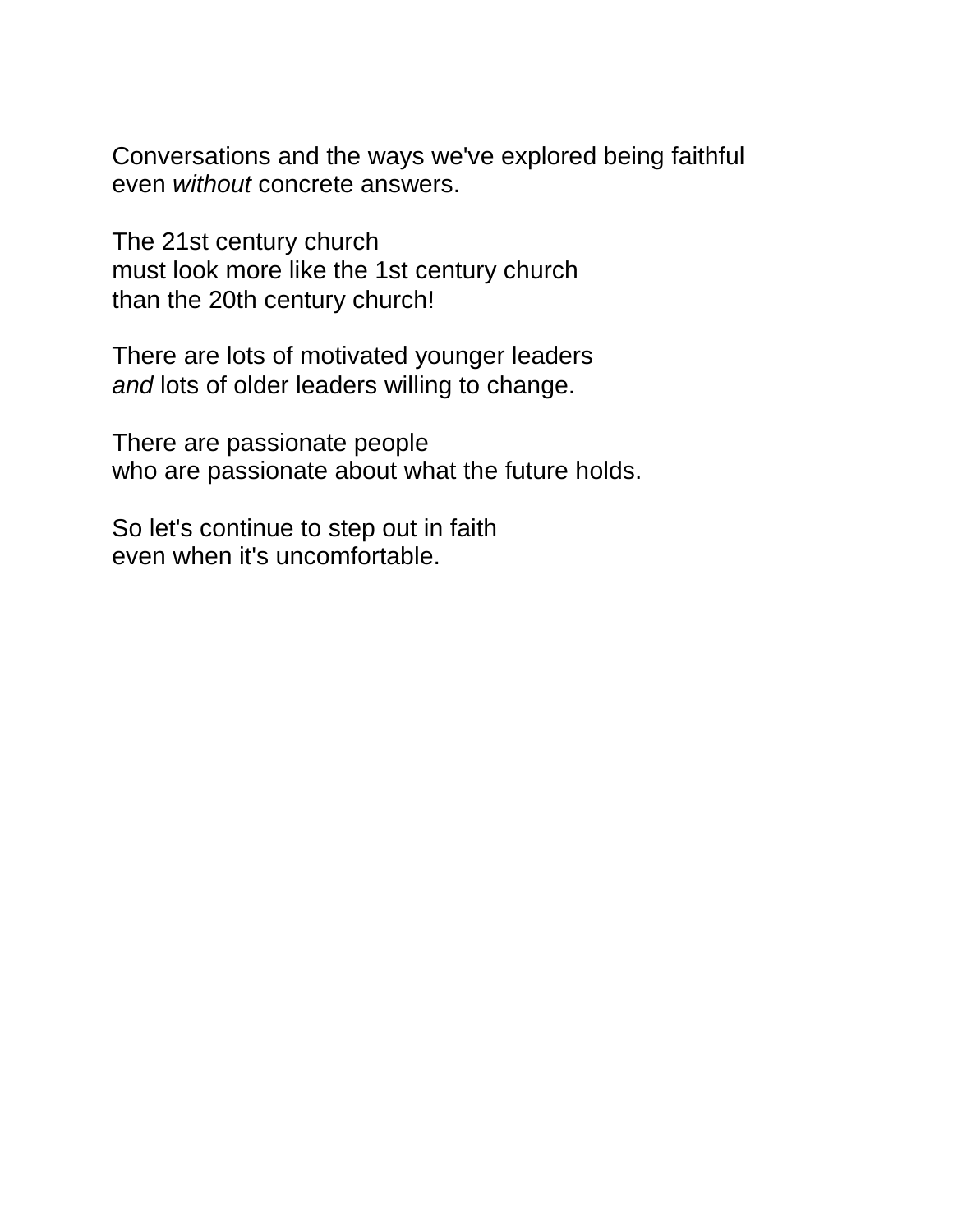Conversations and the ways we've explored being faithful
even *without* concrete answers.

The 21st century church
must look more like the 1st century church
than the 20th century church!

There are lots of motivated younger leaders
*and* lots of older leaders willing to change.

There are passionate people
who are passionate about what the future holds.

So let's continue to step out in faith
even when it's uncomfortable.